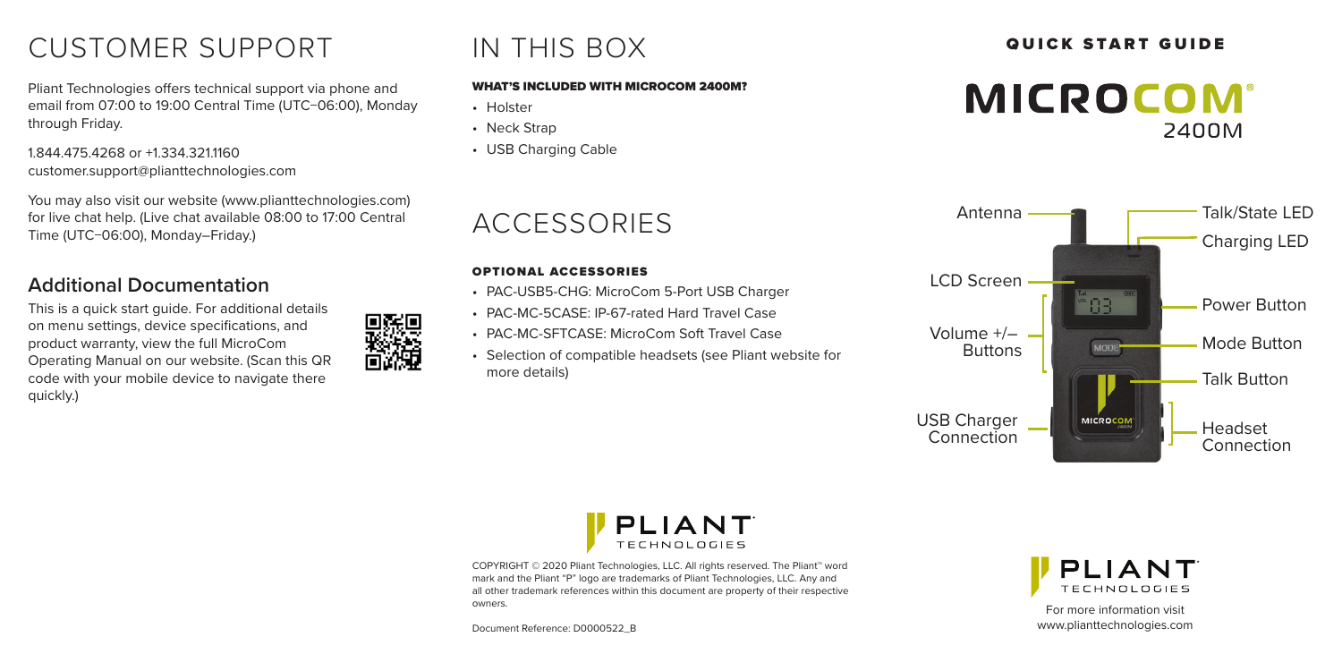# CUSTOMER SUPPORT

Pliant Technologies offers technical support via phone and email from 07:00 to 19:00 Central Time (UTC−06:00), Monday through Friday.

1.844.475.4268 or +1.334.321.1160
customer.support@plianttechnologies.com

You may also visit our website (www.plianttechnologies.com) for live chat help. (Live chat available 08:00 to 17:00 Central Time (UTC−06:00), Monday–Friday.)

## Additional Documentation

This is a quick start guide. For additional details on menu settings, device specifications, and product warranty, view the full MicroCom Operating Manual on our website. (Scan this QR code with your mobile device to navigate there quickly.)

# IN THIS BOX

### WHAT'S INCLUDED WITH MICROCOM 2400M?

- Holster
- Neck Strap
- USB Charging Cable

# ACCESSORIES

### OPTIONAL ACCESSORIES

- PAC-USB5-CHG: MicroCom 5-Port USB Charger
- PAC-MC-5CASE: IP-67-rated Hard Travel Case
- PAC-MC-SFTCASE: MicroCom Soft Travel Case
- Selection of compatible headsets (see Pliant website for more details)

COPYRIGHT © 2020 Pliant Technologies, LLC. All rights reserved. The Pliant™ word mark and the Pliant "P" logo are trademarks of Pliant Technologies, LLC. Any and all other trademark references within this document are property of their respective owners.

Document Reference: D0000522_B

QUICK START GUIDE

# MICROCOM® 2400M

Antenna

Talk/State LED

Charging LED

LCD Screen

Power Button

Volume +/– Buttons

Mode Button

Talk Button

USB Charger Connection

Headset Connection

PLIANT TECHNOLOGIES

For more information visit
www.plianttechnologies.com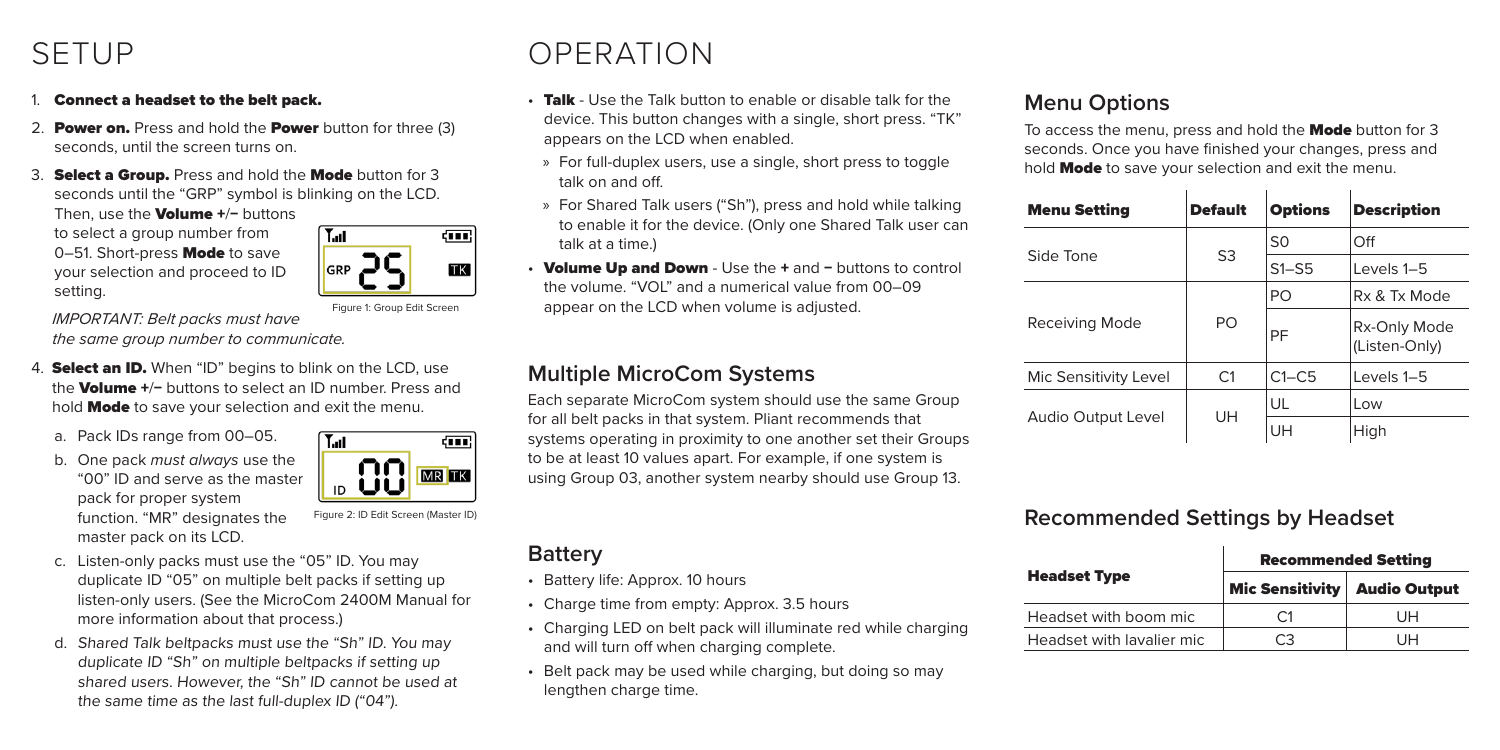# SETUP

1. **Connect a headset to the belt pack.**
2. **Power on.** Press and hold the **Power** button for three (3) seconds, until the screen turns on.
3. **Select a Group.** Press and hold the **Mode** button for 3 seconds until the "GRP" symbol is blinking on the LCD. Then, use the **Volume +/−** buttons to select a group number from 0–51. Short-press **Mode** to save your selection and proceed to ID setting.

   Figure 1: Group Edit Screen

   *IMPORTANT: Belt packs must have the same group number to communicate.*

4. **Select an ID.** When "ID" begins to blink on the LCD, use the **Volume +/−** buttons to select an ID number. Press and hold **Mode** to save your selection and exit the menu.
   a. Pack IDs range from 00–05.
   b. One pack *must always* use the "00" ID and serve as the master pack for proper system function. "MR" designates the master pack on its LCD.

   Figure 2: ID Edit Screen (Master ID)

   c. Listen-only packs must use the "05" ID. You may duplicate ID "05" on multiple belt packs if setting up listen-only users. (See the MicroCom 2400M Manual for more information about that process.)
   d. *Shared Talk beltpacks must use the "Sh" ID. You may duplicate ID "Sh" on multiple beltpacks if setting up shared users. However, the "Sh" ID cannot be used at the same time as the last full-duplex ID ("04").*

# OPERATION

- **Talk** - Use the Talk button to enable or disable talk for the device. This button changes with a single, short press. "TK" appears on the LCD when enabled.
  - For full-duplex users, use a single, short press to toggle talk on and off.
  - For Shared Talk users ("Sh"), press and hold while talking to enable it for the device. (Only one Shared Talk user can talk at a time.)
- **Volume Up and Down** - Use the **+** and **−** buttons to control the volume. "VOL" and a numerical value from 00–09 appear on the LCD when volume is adjusted.

## Multiple MicroCom Systems

Each separate MicroCom system should use the same Group for all belt packs in that system. Pliant recommends that systems operating in proximity to one another set their Groups to be at least 10 values apart. For example, if one system is using Group 03, another system nearby should use Group 13.

## Battery

- Battery life: Approx. 10 hours
- Charge time from empty: Approx. 3.5 hours
- Charging LED on belt pack will illuminate red while charging and will turn off when charging complete.
- Belt pack may be used while charging, but doing so may lengthen charge time.

## Menu Options

To access the menu, press and hold the **Mode** button for 3 seconds. Once you have finished your changes, press and hold **Mode** to save your selection and exit the menu.

| Menu Setting | Default | Options | Description |
|---|---|---|---|
| Side Tone | S3 | S0 | Off |
| | | S1–S5 | Levels 1–5 |
| Receiving Mode | PO | PO | Rx & Tx Mode |
| | | PF | Rx-Only Mode (Listen-Only) |
| Mic Sensitivity Level | C1 | C1–C5 | Levels 1–5 |
| Audio Output Level | UH | UL | Low |
| | | UH | High |

## Recommended Settings by Headset

| Headset Type | Recommended Setting | |
|---|---|---|
| | Mic Sensitivity | Audio Output |
| Headset with boom mic | C1 | UH |
| Headset with lavalier mic | C3 | UH |